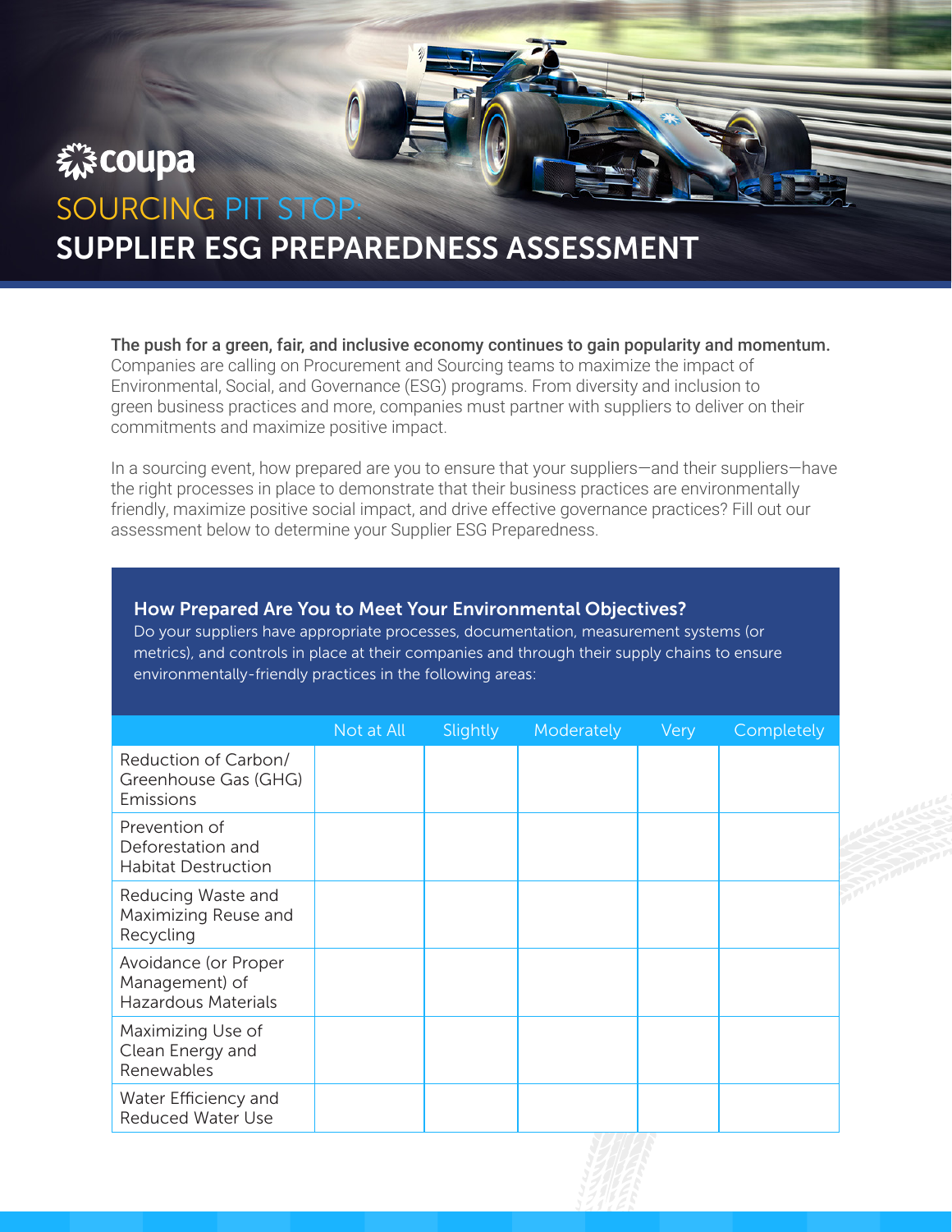coupa

# SOURCING PIT STOP:
# SUPPLIER ESG PREPAREDNESS ASSESSMENT

**The push for a green, fair, and inclusive economy continues to gain popularity and momentum.** Companies are calling on Procurement and Sourcing teams to maximize the impact of Environmental, Social, and Governance (ESG) programs. From diversity and inclusion to green business practices and more, companies must partner with suppliers to deliver on their commitments and maximize positive impact.

In a sourcing event, how prepared are you to ensure that your suppliers—and their suppliers—have the right processes in place to demonstrate that their business practices are environmentally friendly, maximize positive social impact, and drive effective governance practices? Fill out our assessment below to determine your Supplier ESG Preparedness.

## How Prepared Are You to Meet Your Environmental Objectives?

Do your suppliers have appropriate processes, documentation, measurement systems (or metrics), and controls in place at their companies and through their supply chains to ensure environmentally-friendly practices in the following areas:

| | Not at All | Slightly | Moderately | Very | Completely |
|---|---|---|---|---|---|
| Reduction of Carbon/ Greenhouse Gas (GHG) Emissions | | | | | |
| Prevention of Deforestation and Habitat Destruction | | | | | |
| Reducing Waste and Maximizing Reuse and Recycling | | | | | |
| Avoidance (or Proper Management) of Hazardous Materials | | | | | |
| Maximizing Use of Clean Energy and Renewables | | | | | |
| Water Efficiency and Reduced Water Use | | | | | |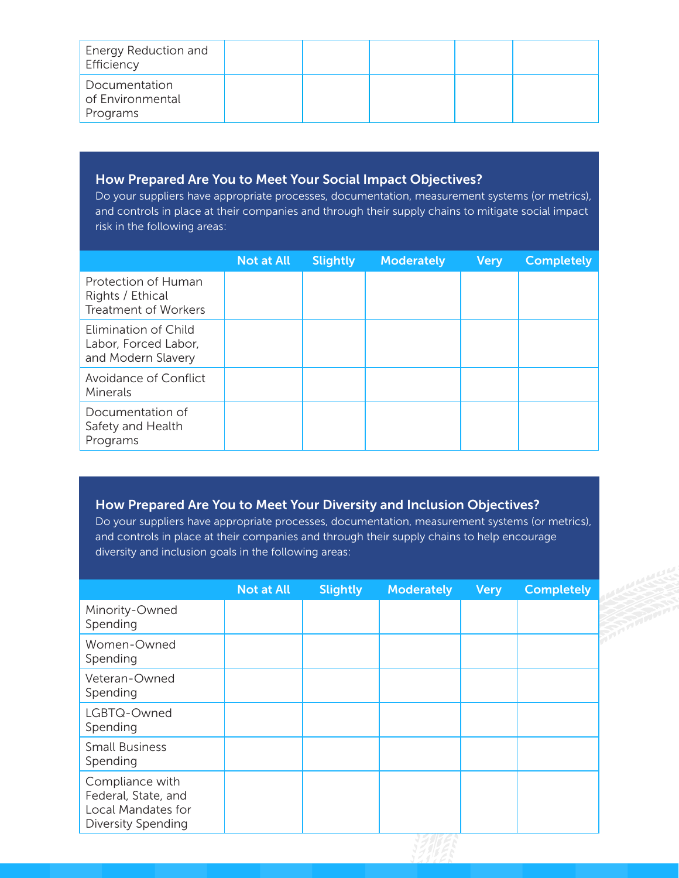| | | | | | |
|---|---|---|---|---|---|
| Energy Reduction and Efficiency | | | | | |
| Documentation of Environmental Programs | | | | | |

## How Prepared Are You to Meet Your Social Impact Objectives?

Do your suppliers have appropriate processes, documentation, measurement systems (or metrics), and controls in place at their companies and through their supply chains to mitigate social impact risk in the following areas:

| | Not at All | Slightly | Moderately | Very | Completely |
|---|---|---|---|---|---|
| Protection of Human Rights / Ethical Treatment of Workers | | | | | |
| Elimination of Child Labor, Forced Labor, and Modern Slavery | | | | | |
| Avoidance of Conflict Minerals | | | | | |
| Documentation of Safety and Health Programs | | | | | |

## How Prepared Are You to Meet Your Diversity and Inclusion Objectives?

Do your suppliers have appropriate processes, documentation, measurement systems (or metrics), and controls in place at their companies and through their supply chains to help encourage diversity and inclusion goals in the following areas:

| | Not at All | Slightly | Moderately | Very | Completely |
|---|---|---|---|---|---|
| Minority-Owned Spending | | | | | |
| Women-Owned Spending | | | | | |
| Veteran-Owned Spending | | | | | |
| LGBTQ-Owned Spending | | | | | |
| Small Business Spending | | | | | |
| Compliance with Federal, State, and Local Mandates for Diversity Spending | | | | | |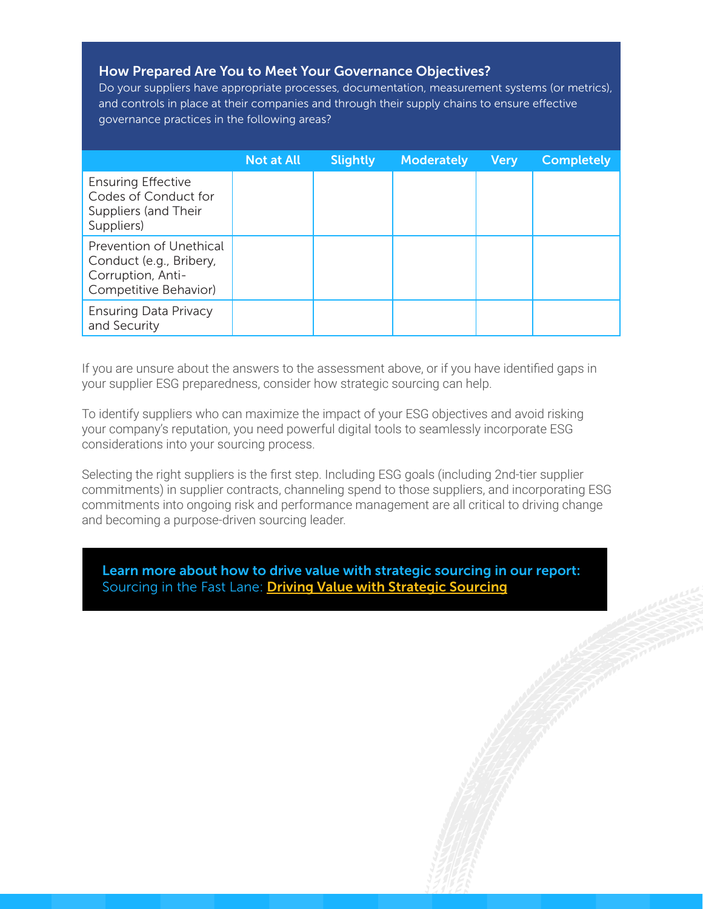### How Prepared Are You to Meet Your Governance Objectives?

Do your suppliers have appropriate processes, documentation, measurement systems (or metrics), and controls in place at their companies and through their supply chains to ensure effective governance practices in the following areas?

| | Not at All | Slightly | Moderately | Very | Completely |
|---|---|---|---|---|---|
| Ensuring Effective Codes of Conduct for Suppliers (and Their Suppliers) | | | | | |
| Prevention of Unethical Conduct (e.g., Bribery, Corruption, Anti-Competitive Behavior) | | | | | |
| Ensuring Data Privacy and Security | | | | | |

If you are unsure about the answers to the assessment above, or if you have identified gaps in your supplier ESG preparedness, consider how strategic sourcing can help.

To identify suppliers who can maximize the impact of your ESG objectives and avoid risking your company's reputation, you need powerful digital tools to seamlessly incorporate ESG considerations into your sourcing process.

Selecting the right suppliers is the first step. Including ESG goals (including 2nd-tier supplier commitments) in supplier contracts, channeling spend to those suppliers, and incorporating ESG commitments into ongoing risk and performance management are all critical to driving change and becoming a purpose-driven sourcing leader.

**Learn more about how to drive value with strategic sourcing in our report:**
Sourcing in the Fast Lane: **Driving Value with Strategic Sourcing**